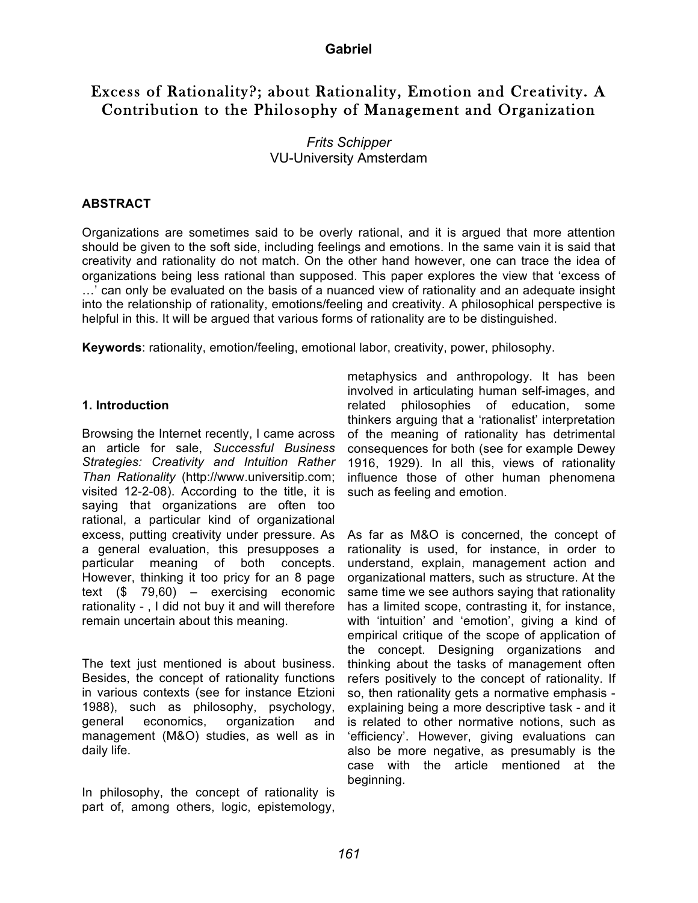# Excess of Rationality?; about Rationality, Emotion and Creativity. A Contribution to the Philosophy of Management and Organization

*Frits Schipper*
VU-University Amsterdam

## ABSTRACT

Organizations are sometimes said to be overly rational, and it is argued that more attention should be given to the soft side, including feelings and emotions. In the same vain it is said that creativity and rationality do not match. On the other hand however, one can trace the idea of organizations being less rational than supposed. This paper explores the view that 'excess of …' can only be evaluated on the basis of a nuanced view of rationality and an adequate insight into the relationship of rationality, emotions/feeling and creativity. A philosophical perspective is helpful in this. It will be argued that various forms of rationality are to be distinguished.

**Keywords**: rationality, emotion/feeling, emotional labor, creativity, power, philosophy.

## 1. Introduction

Browsing the Internet recently, I came across an article for sale, *Successful Business Strategies: Creativity and Intuition Rather Than Rationality* (http://www.universitip.com; visited 12-2-08). According to the title, it is saying that organizations are often too rational, a particular kind of organizational excess, putting creativity under pressure. As a general evaluation, this presupposes a particular meaning of both concepts. However, thinking it too pricy for an 8 page text ($ 79,60) – exercising economic rationality - , I did not buy it and will therefore remain uncertain about this meaning.

The text just mentioned is about business. Besides, the concept of rationality functions in various contexts (see for instance Etzioni 1988), such as philosophy, psychology, general economics, organization and management (M&O) studies, as well as in daily life.

In philosophy, the concept of rationality is part of, among others, logic, epistemology, metaphysics and anthropology. It has been involved in articulating human self-images, and related philosophies of education, some thinkers arguing that a 'rationalist' interpretation of the meaning of rationality has detrimental consequences for both (see for example Dewey 1916, 1929). In all this, views of rationality influence those of other human phenomena such as feeling and emotion.

As far as M&O is concerned, the concept of rationality is used, for instance, in order to understand, explain, management action and organizational matters, such as structure. At the same time we see authors saying that rationality has a limited scope, contrasting it, for instance, with 'intuition' and 'emotion', giving a kind of empirical critique of the scope of application of the concept. Designing organizations and thinking about the tasks of management often refers positively to the concept of rationality. If so, then rationality gets a normative emphasis - explaining being a more descriptive task - and it is related to other normative notions, such as 'efficiency'. However, giving evaluations can also be more negative, as presumably is the case with the article mentioned at the beginning.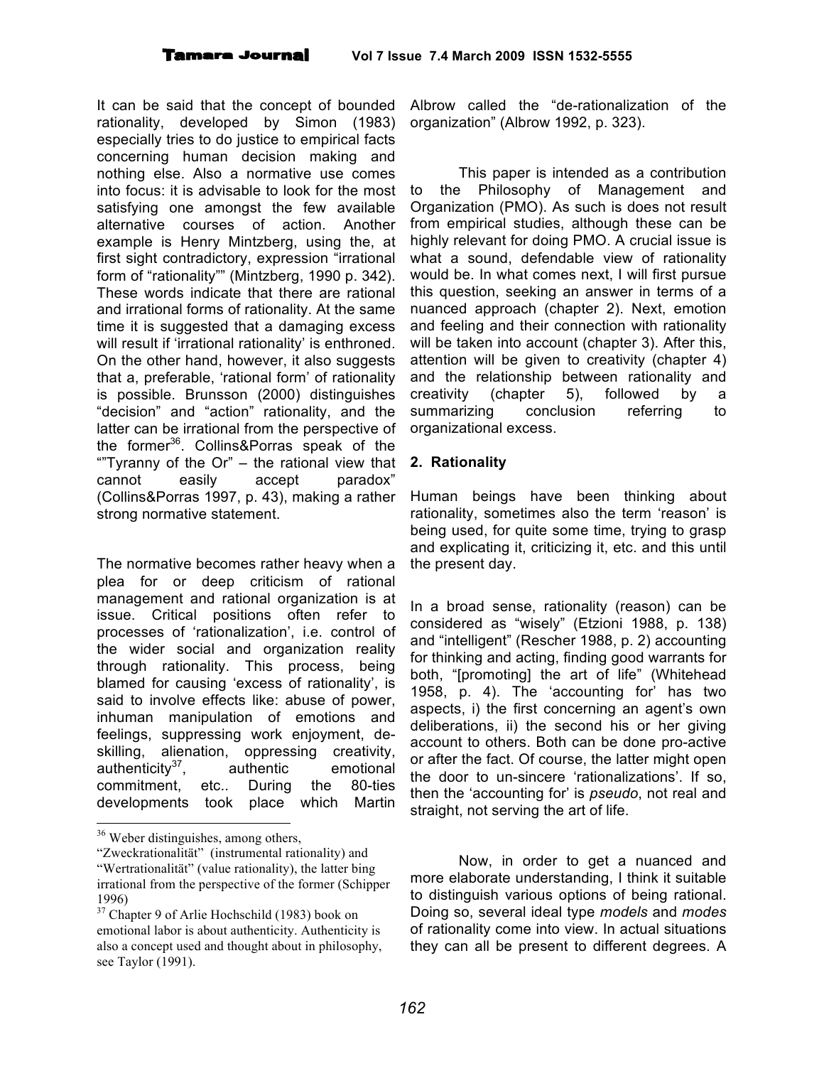It can be said that the concept of bounded rationality, developed by Simon (1983) especially tries to do justice to empirical facts concerning human decision making and nothing else. Also a normative use comes into focus: it is advisable to look for the most satisfying one amongst the few available alternative courses of action. Another example is Henry Mintzberg, using the, at first sight contradictory, expression "irrational form of "rationality"" (Mintzberg, 1990 p. 342). These words indicate that there are rational and irrational forms of rationality. At the same time it is suggested that a damaging excess will result if 'irrational rationality' is enthroned. On the other hand, however, it also suggests that a, preferable, 'rational form' of rationality is possible. Brunsson (2000) distinguishes "decision" and "action" rationality, and the latter can be irrational from the perspective of the former[36]. Collins&Porras speak of the ""Tyranny of the Or" – the rational view that cannot easily accept paradox" (Collins&Porras 1997, p. 43), making a rather strong normative statement.

The normative becomes rather heavy when a plea for or deep criticism of rational management and rational organization is at issue. Critical positions often refer to processes of 'rationalization', i.e. control of the wider social and organization reality through rationality. This process, being blamed for causing 'excess of rationality', is said to involve effects like: abuse of power, inhuman manipulation of emotions and feelings, suppressing work enjoyment, de-skilling, alienation, oppressing creativity, authenticity[37], authentic emotional commitment, etc.. During the 80-ties developments took place which Martin Albrow called the "de-rationalization of the organization" (Albrow 1992, p. 323).

This paper is intended as a contribution to the Philosophy of Management and Organization (PMO). As such is does not result from empirical studies, although these can be highly relevant for doing PMO. A crucial issue is what a sound, defendable view of rationality would be. In what comes next, I will first pursue this question, seeking an answer in terms of a nuanced approach (chapter 2). Next, emotion and feeling and their connection with rationality will be taken into account (chapter 3). After this, attention will be given to creativity (chapter 4) and the relationship between rationality and creativity (chapter 5), followed by a summarizing conclusion referring to organizational excess.

## 2. Rationality

Human beings have been thinking about rationality, sometimes also the term 'reason' is being used, for quite some time, trying to grasp and explicating it, criticizing it, etc. and this until the present day.

In a broad sense, rationality (reason) can be considered as "wisely" (Etzioni 1988, p. 138) and "intelligent" (Rescher 1988, p. 2) accounting for thinking and acting, finding good warrants for both, "[promoting] the art of life" (Whitehead 1958, p. 4). The 'accounting for' has two aspects, i) the first concerning an agent's own deliberations, ii) the second his or her giving account to others. Both can be done pro-active or after the fact. Of course, the latter might open the door to un-sincere 'rationalizations'. If so, then the 'accounting for' is *pseudo*, not real and straight, not serving the art of life.

Now, in order to get a nuanced and more elaborate understanding, I think it suitable to distinguish various options of being rational. Doing so, several ideal type *models* and *modes* of rationality come into view. In actual situations they can all be present to different degrees. A

---

[36] Weber distinguishes, among others, "Zweckrationalität" (instrumental rationality) and "Wertrationalität" (value rationality), the latter bing irrational from the perspective of the former (Schipper 1996)

[37] Chapter 9 of Arlie Hochschild (1983) book on emotional labor is about authenticity. Authenticity is also a concept used and thought about in philosophy, see Taylor (1991).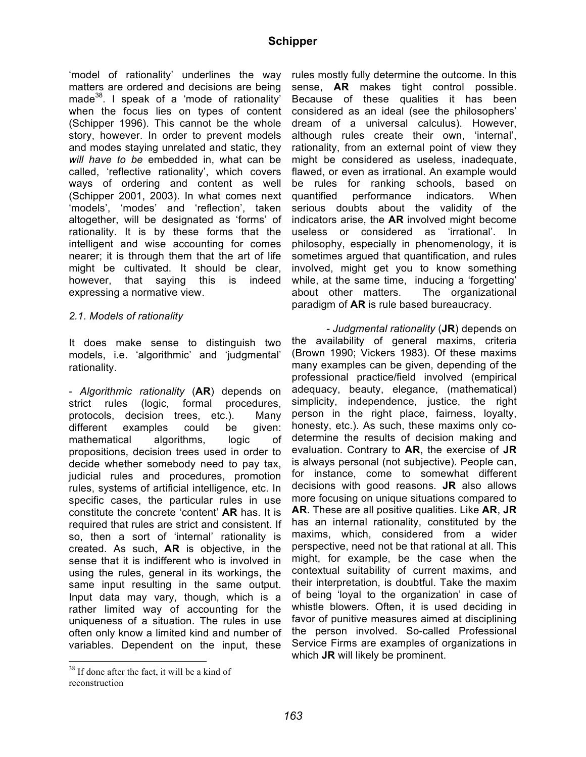'model of rationality' underlines the way matters are ordered and decisions are being made[38]. I speak of a 'mode of rationality' when the focus lies on types of content (Schipper 1996). This cannot be the whole story, however. In order to prevent models and modes staying unrelated and static, they *will have to be* embedded in, what can be called, 'reflective rationality', which covers ways of ordering and content as well (Schipper 2001, 2003). In what comes next 'models', 'modes' and 'reflection', taken altogether, will be designated as 'forms' of rationality. It is by these forms that the intelligent and wise accounting for comes nearer; it is through them that the art of life might be cultivated. It should be clear, however, that saying this is indeed expressing a normative view.

### *2.1. Models of rationality*

It does make sense to distinguish two models, i.e. 'algorithmic' and 'judgmental' rationality.

- *Algorithmic rationality* (**AR**) depends on strict rules (logic, formal procedures, protocols, decision trees, etc.). Many different examples could be given: mathematical algorithms, logic of propositions, decision trees used in order to decide whether somebody need to pay tax, judicial rules and procedures, promotion rules, systems of artificial intelligence, etc. In specific cases, the particular rules in use constitute the concrete 'content' **AR** has. It is required that rules are strict and consistent. If so, then a sort of 'internal' rationality is created. As such, **AR** is objective, in the sense that it is indifferent who is involved in using the rules, general in its workings, the same input resulting in the same output. Input data may vary, though, which is a rather limited way of accounting for the uniqueness of a situation. The rules in use often only know a limited kind and number of variables. Dependent on the input, these rules mostly fully determine the outcome. In this sense, **AR** makes tight control possible. Because of these qualities it has been considered as an ideal (see the philosophers' dream of a universal calculus). However, although rules create their own, 'internal', rationality, from an external point of view they might be considered as useless, inadequate, flawed, or even as irrational. An example would be rules for ranking schools, based on quantified performance indicators. When serious doubts about the validity of the indicators arise, the **AR** involved might become useless or considered as 'irrational'. In philosophy, especially in phenomenology, it is sometimes argued that quantification, and rules involved, might get you to know something while, at the same time, inducing a 'forgetting' about other matters. The organizational paradigm of **AR** is rule based bureaucracy.

- *Judgmental rationality* (**JR**) depends on the availability of general maxims, criteria (Brown 1990; Vickers 1983). Of these maxims many examples can be given, depending of the professional practice/field involved (empirical adequacy, beauty, elegance, (mathematical) simplicity, independence, justice, the right person in the right place, fairness, loyalty, honesty, etc.). As such, these maxims only co-determine the results of decision making and evaluation. Contrary to **AR**, the exercise of **JR** is always personal (not subjective). People can, for instance, come to somewhat different decisions with good reasons. **JR** also allows more focusing on unique situations compared to **AR**. These are all positive qualities. Like **AR**, **JR** has an internal rationality, constituted by the maxims, which, considered from a wider perspective, need not be that rational at all. This might, for example, be the case when the contextual suitability of current maxims, and their interpretation, is doubtful. Take the maxim of being 'loyal to the organization' in case of whistle blowers. Often, it is used deciding in favor of punitive measures aimed at disciplining the person involved. So-called Professional Service Firms are examples of organizations in which **JR** will likely be prominent.

[38] If done after the fact, it will be a kind of reconstruction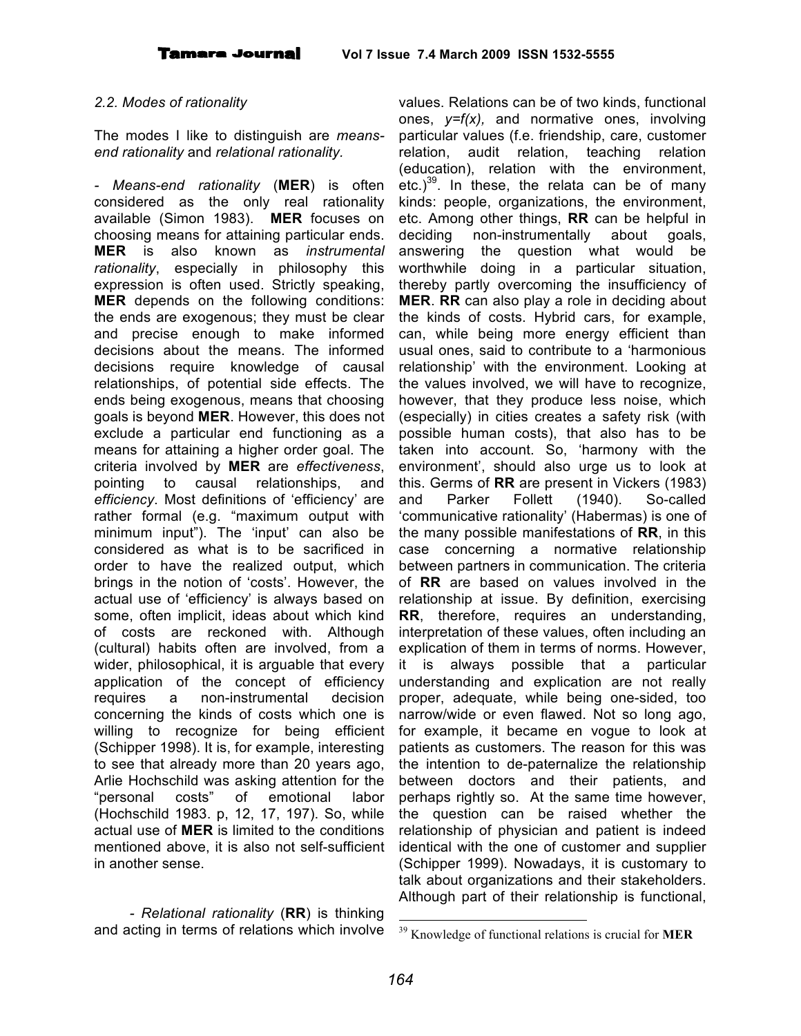*2.2. Modes of rationality*

The modes I like to distinguish are *means-end rationality* and *relational rationality.*

- *Means-end rationality* (**MER**) is often considered as the only real rationality available (Simon 1983). **MER** focuses on choosing means for attaining particular ends. **MER** is also known as *instrumental rationality*, especially in philosophy this expression is often used. Strictly speaking, **MER** depends on the following conditions: the ends are exogenous; they must be clear and precise enough to make informed decisions about the means. The informed decisions require knowledge of causal relationships, of potential side effects. The ends being exogenous, means that choosing goals is beyond **MER**. However, this does not exclude a particular end functioning as a means for attaining a higher order goal. The criteria involved by **MER** are *effectiveness*, pointing to causal relationships, and *efficiency*. Most definitions of 'efficiency' are rather formal (e.g. "maximum output with minimum input"). The 'input' can also be considered as what is to be sacrificed in order to have the realized output, which brings in the notion of 'costs'. However, the actual use of 'efficiency' is always based on some, often implicit, ideas about which kind of costs are reckoned with. Although (cultural) habits often are involved, from a wider, philosophical, it is arguable that every application of the concept of efficiency requires a non-instrumental decision concerning the kinds of costs which one is willing to recognize for being efficient (Schipper 1998). It is, for example, interesting to see that already more than 20 years ago, Arlie Hochschild was asking attention for the "personal costs" of emotional labor (Hochschild 1983. p, 12, 17, 197). So, while actual use of **MER** is limited to the conditions mentioned above, it is also not self-sufficient in another sense.

- *Relational rationality* (**RR**) is thinking and acting in terms of relations which involve values. Relations can be of two kinds, functional ones, $y=f(x)$, and normative ones, involving particular values (f.e. friendship, care, customer relation, audit relation, teaching relation (education), relation with the environment, etc.)[39]. In these, the relata can be of many kinds: people, organizations, the environment, etc. Among other things, **RR** can be helpful in deciding non-instrumentally about goals, answering the question what would be worthwhile doing in a particular situation, thereby partly overcoming the insufficiency of **MER**. **RR** can also play a role in deciding about the kinds of costs. Hybrid cars, for example, can, while being more energy efficient than usual ones, said to contribute to a 'harmonious relationship' with the environment. Looking at the values involved, we will have to recognize, however, that they produce less noise, which (especially) in cities creates a safety risk (with possible human costs), that also has to be taken into account. So, 'harmony with the environment', should also urge us to look at this. Germs of **RR** are present in Vickers (1983) and Parker Follett (1940). So-called 'communicative rationality' (Habermas) is one of the many possible manifestations of **RR**, in this case concerning a normative relationship between partners in communication. The criteria of **RR** are based on values involved in the relationship at issue. By definition, exercising **RR**, therefore, requires an understanding, interpretation of these values, often including an explication of them in terms of norms. However, it is always possible that a particular understanding and explication are not really proper, adequate, while being one-sided, too narrow/wide or even flawed. Not so long ago, for example, it became en vogue to look at patients as customers. The reason for this was the intention to de-paternalize the relationship between doctors and their patients, and perhaps rightly so. At the same time however, the question can be raised whether the relationship of physician and patient is indeed identical with the one of customer and supplier (Schipper 1999). Nowadays, it is customary to talk about organizations and their stakeholders. Although part of their relationship is functional,

[39] Knowledge of functional relations is crucial for **MER**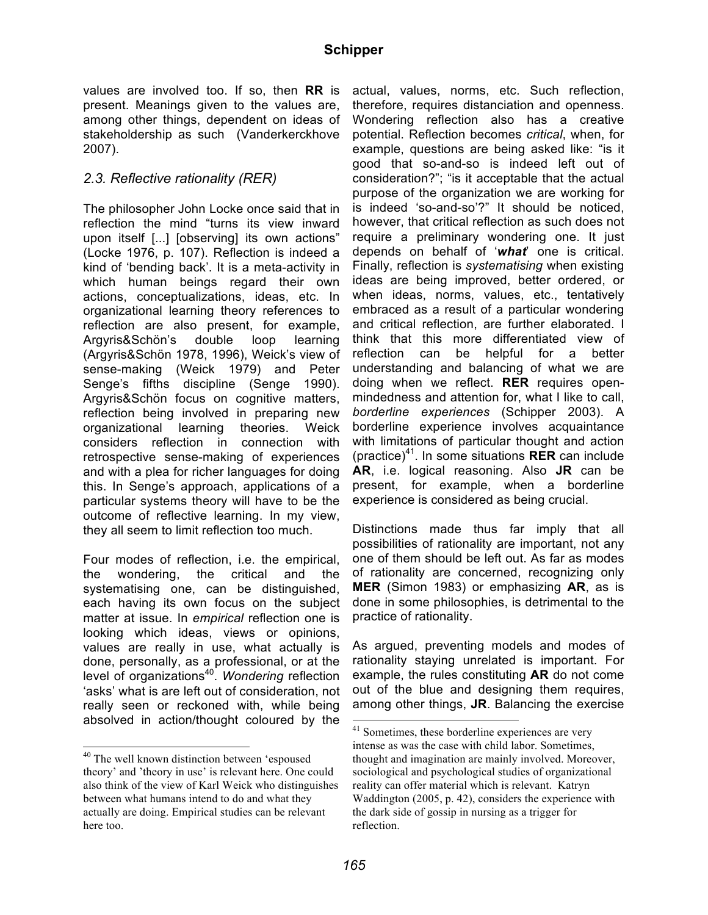values are involved too. If so, then **RR** is present. Meanings given to the values are, among other things, dependent on ideas of stakeholdership as such (Vanderkerckhove 2007).

### *2.3. Reflective rationality (RER)*

The philosopher John Locke once said that in reflection the mind "turns its view inward upon itself [...] [observing] its own actions" (Locke 1976, p. 107). Reflection is indeed a kind of 'bending back'. It is a meta-activity in which human beings regard their own actions, conceptualizations, ideas, etc. In organizational learning theory references to reflection are also present, for example, Argyris&Schön's double loop learning (Argyris&Schön 1978, 1996), Weick's view of sense-making (Weick 1979) and Peter Senge's fifths discipline (Senge 1990). Argyris&Schön focus on cognitive matters, reflection being involved in preparing new organizational learning theories. Weick considers reflection in connection with retrospective sense-making of experiences and with a plea for richer languages for doing this. In Senge's approach, applications of a particular systems theory will have to be the outcome of reflective learning. In my view, they all seem to limit reflection too much.

Four modes of reflection, i.e. the empirical, the wondering, the critical and the systematising one, can be distinguished, each having its own focus on the subject matter at issue. In *empirical* reflection one is looking which ideas, views or opinions, values are really in use, what actually is done, personally, as a professional, or at the level of organizations[40]. *Wondering* reflection 'asks' what is are left out of consideration, not really seen or reckoned with, while being absolved in action/thought coloured by the actual, values, norms, etc. Such reflection, therefore, requires distanciation and openness. Wondering reflection also has a creative potential. Reflection becomes *critical*, when, for example, questions are being asked like: "is it good that so-and-so is indeed left out of consideration?"; "is it acceptable that the actual purpose of the organization we are working for is indeed 'so-and-so'?" It should be noticed, however, that critical reflection as such does not require a preliminary wondering one. It just depends on behalf of '***what***' one is critical. Finally, reflection is *systematising* when existing ideas are being improved, better ordered, or when ideas, norms, values, etc., tentatively embraced as a result of a particular wondering and critical reflection, are further elaborated. I think that this more differentiated view of reflection can be helpful for a better understanding and balancing of what we are doing when we reflect. **RER** requires open-mindedness and attention for, what I like to call, *borderline experiences* (Schipper 2003). A borderline experience involves acquaintance with limitations of particular thought and action (practice)[41]. In some situations **RER** can include **AR**, i.e. logical reasoning. Also **JR** can be present, for example, when a borderline experience is considered as being crucial.

Distinctions made thus far imply that all possibilities of rationality are important, not any one of them should be left out. As far as modes of rationality are concerned, recognizing only **MER** (Simon 1983) or emphasizing **AR**, as is done in some philosophies, is detrimental to the practice of rationality.

As argued, preventing models and modes of rationality staying unrelated is important. For example, the rules constituting **AR** do not come out of the blue and designing them requires, among other things, **JR**. Balancing the exercise

---

[40] The well known distinction between 'espoused theory' and 'theory in use' is relevant here. One could also think of the view of Karl Weick who distinguishes between what humans intend to do and what they actually are doing. Empirical studies can be relevant here too.

[41] Sometimes, these borderline experiences are very intense as was the case with child labor. Sometimes, thought and imagination are mainly involved. Moreover, sociological and psychological studies of organizational reality can offer material which is relevant. Katryn Waddington (2005, p. 42), considers the experience with the dark side of gossip in nursing as a trigger for reflection.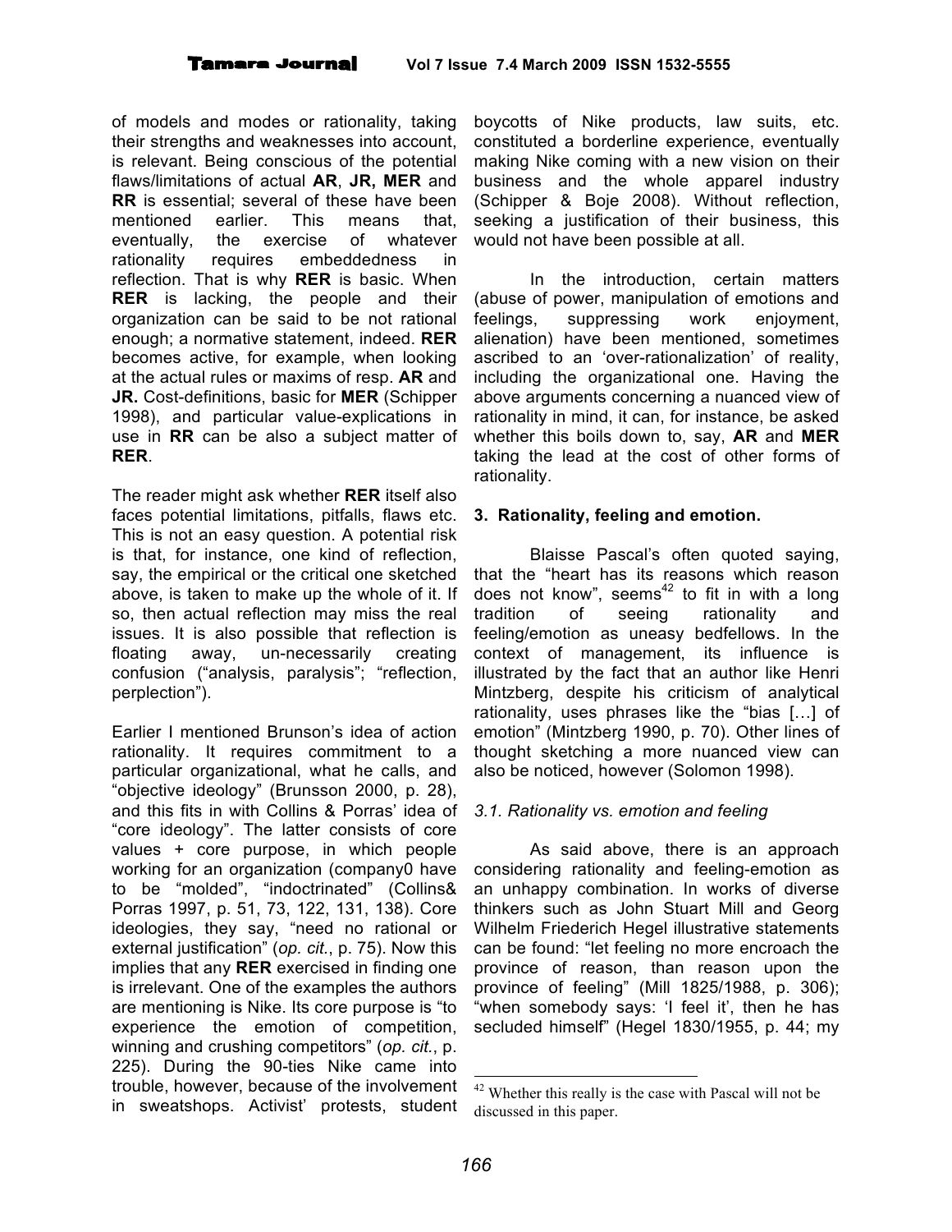of models and modes or rationality, taking their strengths and weaknesses into account, is relevant. Being conscious of the potential flaws/limitations of actual **AR**, **JR, MER** and **RR** is essential; several of these have been mentioned earlier. This means that, eventually, the exercise of whatever rationality requires embeddedness in reflection. That is why **RER** is basic. When **RER** is lacking, the people and their organization can be said to be not rational enough; a normative statement, indeed. **RER** becomes active, for example, when looking at the actual rules or maxims of resp. **AR** and **JR.** Cost-definitions, basic for **MER** (Schipper 1998), and particular value-explications in use in **RR** can be also a subject matter of **RER**.

The reader might ask whether **RER** itself also faces potential limitations, pitfalls, flaws etc. This is not an easy question. A potential risk is that, for instance, one kind of reflection, say, the empirical or the critical one sketched above, is taken to make up the whole of it. If so, then actual reflection may miss the real issues. It is also possible that reflection is floating away, un-necessarily creating confusion ("analysis, paralysis"; "reflection, perplection").

Earlier I mentioned Brunson's idea of action rationality. It requires commitment to a particular organizational, what he calls, and "objective ideology" (Brunsson 2000, p. 28), and this fits in with Collins & Porras' idea of "core ideology". The latter consists of core values + core purpose, in which people working for an organization (company0 have to be "molded", "indoctrinated" (Collins& Porras 1997, p. 51, 73, 122, 131, 138). Core ideologies, they say, "need no rational or external justification" (*op. cit.*, p. 75). Now this implies that any **RER** exercised in finding one is irrelevant. One of the examples the authors are mentioning is Nike. Its core purpose is "to experience the emotion of competition, winning and crushing competitors" (*op. cit.*, p. 225). During the 90-ties Nike came into trouble, however, because of the involvement in sweatshops. Activist' protests, student boycotts of Nike products, law suits, etc. constituted a borderline experience, eventually making Nike coming with a new vision on their business and the whole apparel industry (Schipper & Boje 2008). Without reflection, seeking a justification of their business, this would not have been possible at all.

In the introduction, certain matters (abuse of power, manipulation of emotions and feelings, suppressing work enjoyment, alienation) have been mentioned, sometimes ascribed to an 'over-rationalization' of reality, including the organizational one. Having the above arguments concerning a nuanced view of rationality in mind, it can, for instance, be asked whether this boils down to, say, **AR** and **MER** taking the lead at the cost of other forms of rationality.

## 3. Rationality, feeling and emotion.

Blaisse Pascal's often quoted saying, that the "heart has its reasons which reason does not know", seems[42] to fit in with a long tradition of seeing rationality and feeling/emotion as uneasy bedfellows. In the context of management, its influence is illustrated by the fact that an author like Henri Mintzberg, despite his criticism of analytical rationality, uses phrases like the "bias […] of emotion" (Mintzberg 1990, p. 70). Other lines of thought sketching a more nuanced view can also be noticed, however (Solomon 1998).

### *3.1. Rationality vs. emotion and feeling*

As said above, there is an approach considering rationality and feeling-emotion as an unhappy combination. In works of diverse thinkers such as John Stuart Mill and Georg Wilhelm Friederich Hegel illustrative statements can be found: "let feeling no more encroach the province of reason, than reason upon the province of feeling" (Mill 1825/1988, p. 306); "when somebody says: 'I feel it', then he has secluded himself" (Hegel 1830/1955, p. 44; my

[42] Whether this really is the case with Pascal will not be discussed in this paper.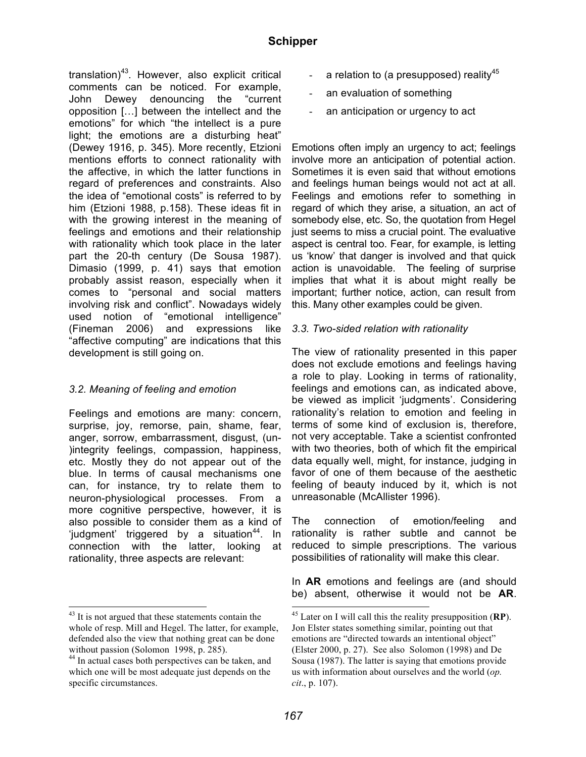translation)[43]. However, also explicit critical comments can be noticed. For example, John Dewey denouncing the "current opposition […] between the intellect and the emotions" for which "the intellect is a pure light; the emotions are a disturbing heat" (Dewey 1916, p. 345). More recently, Etzioni mentions efforts to connect rationality with the affective, in which the latter functions in regard of preferences and constraints. Also the idea of "emotional costs" is referred to by him (Etzioni 1988, p.158). These ideas fit in with the growing interest in the meaning of feelings and emotions and their relationship with rationality which took place in the later part the 20-th century (De Sousa 1987). Dimasio (1999, p. 41) says that emotion probably assist reason, especially when it comes to "personal and social matters involving risk and conflict". Nowadays widely used notion of "emotional intelligence" (Fineman 2006) and expressions like "affective computing" are indications that this development is still going on.

### *3.2. Meaning of feeling and emotion*

Feelings and emotions are many: concern, surprise, joy, remorse, pain, shame, fear, anger, sorrow, embarrassment, disgust, (un-)integrity feelings, compassion, happiness, etc. Mostly they do not appear out of the blue. In terms of causal mechanisms one can, for instance, try to relate them to neuron-physiological processes. From a more cognitive perspective, however, it is also possible to consider them as a kind of 'judgment' triggered by a situation[44]. In connection with the latter, looking at rationality, three aspects are relevant:

- a relation to (a presupposed) reality[45]
- an evaluation of something
- an anticipation or urgency to act

Emotions often imply an urgency to act; feelings involve more an anticipation of potential action. Sometimes it is even said that without emotions and feelings human beings would not act at all. Feelings and emotions refer to something in regard of which they arise, a situation, an act of somebody else, etc. So, the quotation from Hegel just seems to miss a crucial point. The evaluative aspect is central too. Fear, for example, is letting us 'know' that danger is involved and that quick action is unavoidable. The feeling of surprise implies that what it is about might really be important; further notice, action, can result from this. Many other examples could be given.

### *3.3. Two-sided relation with rationality*

The view of rationality presented in this paper does not exclude emotions and feelings having a role to play. Looking in terms of rationality, feelings and emotions can, as indicated above, be viewed as implicit 'judgments'. Considering rationality's relation to emotion and feeling in terms of some kind of exclusion is, therefore, not very acceptable. Take a scientist confronted with two theories, both of which fit the empirical data equally well, might, for instance, judging in favor of one of them because of the aesthetic feeling of beauty induced by it, which is not unreasonable (McAllister 1996).

The connection of emotion/feeling and rationality is rather subtle and cannot be reduced to simple prescriptions. The various possibilities of rationality will make this clear.

In **AR** emotions and feelings are (and should be) absent, otherwise it would not be **AR**.

---

[43] It is not argued that these statements contain the whole of resp. Mill and Hegel. The latter, for example, defended also the view that nothing great can be done without passion (Solomon 1998, p. 285).

[44] In actual cases both perspectives can be taken, and which one will be most adequate just depends on the specific circumstances.

[45] Later on I will call this the reality presupposition (**RP**). Jon Elster states something similar, pointing out that emotions are "directed towards an intentional object" (Elster 2000, p. 27). See also Solomon (1998) and De Sousa (1987). The latter is saying that emotions provide us with information about ourselves and the world (*op. cit*., p. 107).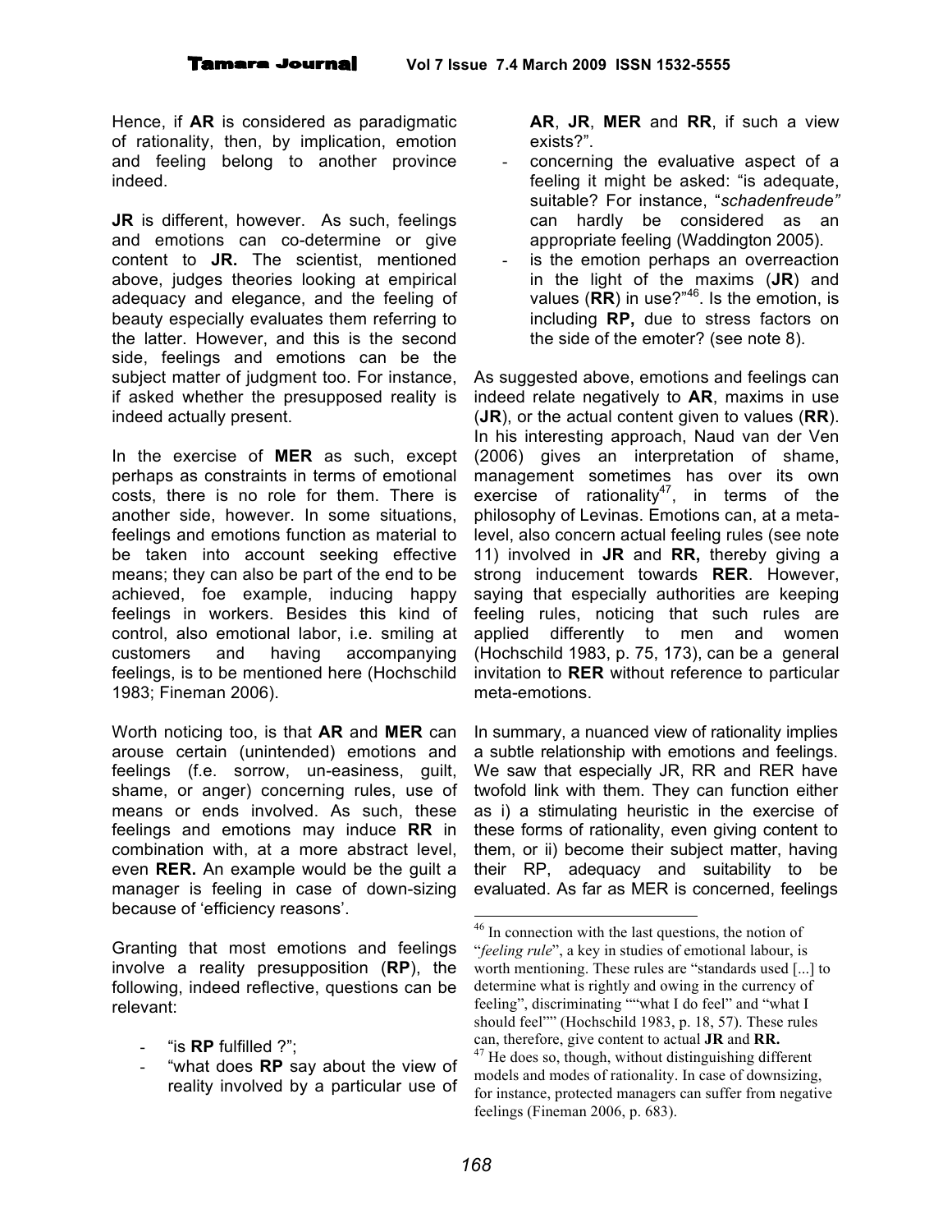Hence, if **AR** is considered as paradigmatic of rationality, then, by implication, emotion and feeling belong to another province indeed.

**JR** is different, however. As such, feelings and emotions can co-determine or give content to **JR.** The scientist, mentioned above, judges theories looking at empirical adequacy and elegance, and the feeling of beauty especially evaluates them referring to the latter. However, and this is the second side, feelings and emotions can be the subject matter of judgment too. For instance, if asked whether the presupposed reality is indeed actually present.

In the exercise of **MER** as such, except perhaps as constraints in terms of emotional costs, there is no role for them. There is another side, however. In some situations, feelings and emotions function as material to be taken into account seeking effective means; they can also be part of the end to be achieved, foe example, inducing happy feelings in workers. Besides this kind of control, also emotional labor, i.e. smiling at customers and having accompanying feelings, is to be mentioned here (Hochschild 1983; Fineman 2006).

Worth noticing too, is that **AR** and **MER** can arouse certain (unintended) emotions and feelings (f.e. sorrow, un-easiness, guilt, shame, or anger) concerning rules, use of means or ends involved. As such, these feelings and emotions may induce **RR** in combination with, at a more abstract level, even **RER.** An example would be the guilt a manager is feeling in case of down-sizing because of 'efficiency reasons'.

Granting that most emotions and feelings involve a reality presupposition (**RP**), the following, indeed reflective, questions can be relevant:

- "is **RP** fulfilled ?";
- "what does **RP** say about the view of reality involved by a particular use of **AR**, **JR**, **MER** and **RR**, if such a view exists?".
- concerning the evaluative aspect of a feeling it might be asked: "is adequate, suitable? For instance, "*schadenfreude"* can hardly be considered as an appropriate feeling (Waddington 2005).
- is the emotion perhaps an overreaction in the light of the maxims (**JR**) and values (**RR**) in use?"[46]. Is the emotion, is including **RP,** due to stress factors on the side of the emoter? (see note 8).

As suggested above, emotions and feelings can indeed relate negatively to **AR**, maxims in use (**JR**), or the actual content given to values (**RR**). In his interesting approach, Naud van der Ven (2006) gives an interpretation of shame, management sometimes has over its own exercise of rationality[47], in terms of the philosophy of Levinas. Emotions can, at a meta-level, also concern actual feeling rules (see note 11) involved in **JR** and **RR,** thereby giving a strong inducement towards **RER**. However, saying that especially authorities are keeping feeling rules, noticing that such rules are applied differently to men and women (Hochschild 1983, p. 75, 173), can be a general invitation to **RER** without reference to particular meta-emotions.

In summary, a nuanced view of rationality implies a subtle relationship with emotions and feelings. We saw that especially JR, RR and RER have twofold link with them. They can function either as i) a stimulating heuristic in the exercise of these forms of rationality, even giving content to them, or ii) become their subject matter, having their RP, adequacy and suitability to be evaluated. As far as MER is concerned, feelings

---

[46] In connection with the last questions, the notion of "*feeling rule*", a key in studies of emotional labour, is worth mentioning. These rules are "standards used [...] to determine what is rightly and owing in the currency of feeling", discriminating ""what I do feel" and "what I should feel"" (Hochschild 1983, p. 18, 57). These rules can, therefore, give content to actual **JR** and **RR.**

[47] He does so, though, without distinguishing different models and modes of rationality. In case of downsizing, for instance, protected managers can suffer from negative feelings (Fineman 2006, p. 683).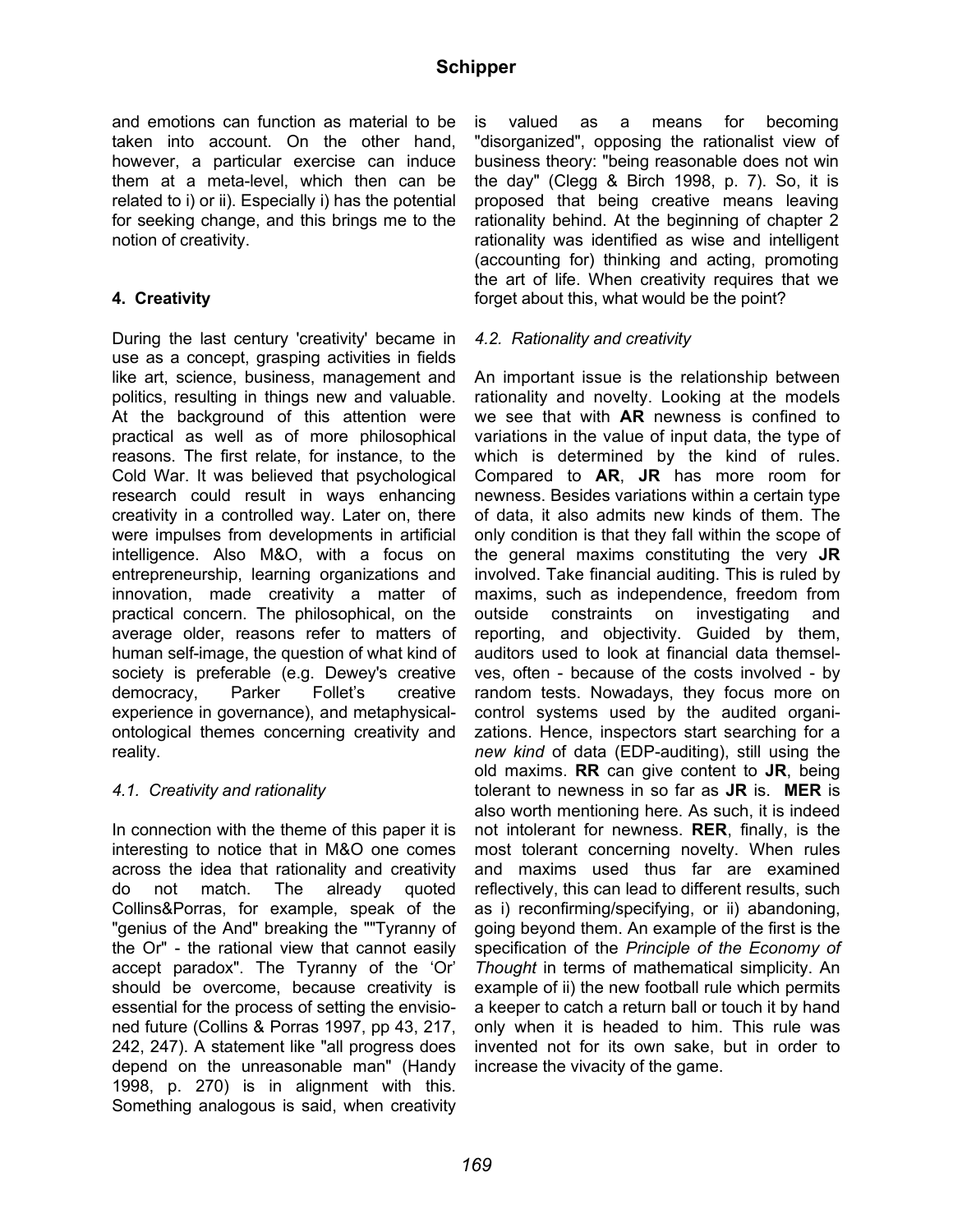and emotions can function as material to be taken into account. On the other hand, however, a particular exercise can induce them at a meta-level, which then can be related to i) or ii). Especially i) has the potential for seeking change, and this brings me to the notion of creativity.

## 4. Creativity

During the last century 'creativity' became in use as a concept, grasping activities in fields like art, science, business, management and politics, resulting in things new and valuable. At the background of this attention were practical as well as of more philosophical reasons. The first relate, for instance, to the Cold War. It was believed that psychological research could result in ways enhancing creativity in a controlled way. Later on, there were impulses from developments in artificial intelligence. Also M&O, with a focus on entrepreneurship, learning organizations and innovation, made creativity a matter of practical concern. The philosophical, on the average older, reasons refer to matters of human self-image, the question of what kind of society is preferable (e.g. Dewey's creative democracy, Parker Follet's creative experience in governance), and metaphysical-ontological themes concerning creativity and reality.

### *4.1. Creativity and rationality*

In connection with the theme of this paper it is interesting to notice that in M&O one comes across the idea that rationality and creativity do not match. The already quoted Collins&Porras, for example, speak of the "genius of the And" breaking the ""Tyranny of the Or" - the rational view that cannot easily accept paradox". The Tyranny of the 'Or' should be overcome, because creativity is essential for the process of setting the envisioned future (Collins & Porras 1997, pp 43, 217, 242, 247). A statement like "all progress does depend on the unreasonable man" (Handy 1998, p. 270) is in alignment with this. Something analogous is said, when creativity is valued as a means for becoming "disorganized", opposing the rationalist view of business theory: "being reasonable does not win the day" (Clegg & Birch 1998, p. 7). So, it is proposed that being creative means leaving rationality behind. At the beginning of chapter 2 rationality was identified as wise and intelligent (accounting for) thinking and acting, promoting the art of life. When creativity requires that we forget about this, what would be the point?

### *4.2. Rationality and creativity*

An important issue is the relationship between rationality and novelty. Looking at the models we see that with **AR** newness is confined to variations in the value of input data, the type of which is determined by the kind of rules. Compared to **AR**, **JR** has more room for newness. Besides variations within a certain type of data, it also admits new kinds of them. The only condition is that they fall within the scope of the general maxims constituting the very **JR** involved. Take financial auditing. This is ruled by maxims, such as independence, freedom from outside constraints on investigating and reporting, and objectivity. Guided by them, auditors used to look at financial data themselves, often - because of the costs involved - by random tests. Nowadays, they focus more on control systems used by the audited organizations. Hence, inspectors start searching for a *new kind* of data (EDP-auditing), still using the old maxims. **RR** can give content to **JR**, being tolerant to newness in so far as **JR** is. **MER** is also worth mentioning here. As such, it is indeed not intolerant for newness. **RER**, finally, is the most tolerant concerning novelty. When rules and maxims used thus far are examined reflectively, this can lead to different results, such as i) reconfirming/specifying, or ii) abandoning, going beyond them. An example of the first is the specification of the *Principle of the Economy of Thought* in terms of mathematical simplicity. An example of ii) the new football rule which permits a keeper to catch a return ball or touch it by hand only when it is headed to him. This rule was invented not for its own sake, but in order to increase the vivacity of the game.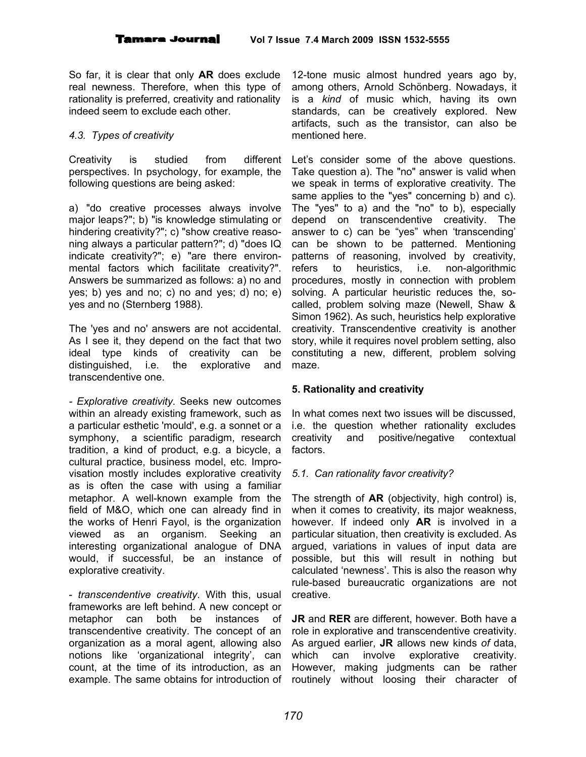So far, it is clear that only **AR** does exclude real newness. Therefore, when this type of rationality is preferred, creativity and rationality indeed seem to exclude each other.

### *4.3. Types of creativity*

Creativity is studied from different perspectives. In psychology, for example, the following questions are being asked:

a) "do creative processes always involve major leaps?"; b) "is knowledge stimulating or hindering creativity?"; c) "show creative reasoning always a particular pattern?"; d) "does IQ indicate creativity?"; e) "are there environmental factors which facilitate creativity?". Answers be summarized as follows: a) no and yes; b) yes and no; c) no and yes; d) no; e) yes and no (Sternberg 1988).

The 'yes and no' answers are not accidental. As I see it, they depend on the fact that two ideal type kinds of creativity can be distinguished, i.e. the explorative and transcendentive one.

- *Explorative creativity*. Seeks new outcomes within an already existing framework, such as a particular esthetic 'mould', e.g. a sonnet or a symphony, a scientific paradigm, research tradition, a kind of product, e.g. a bicycle, a cultural practice, business model, etc. Improvisation mostly includes explorative creativity as is often the case with using a familiar metaphor. A well-known example from the field of M&O, which one can already find in the works of Henri Fayol, is the organization viewed as an organism. Seeking an interesting organizational analogue of DNA would, if successful, be an instance of explorative creativity.

- *transcendentive creativity*. With this, usual frameworks are left behind. A new concept or metaphor can both be instances of transcendentive creativity. The concept of an organization as a moral agent, allowing also notions like 'organizational integrity', can count, at the time of its introduction, as an example. The same obtains for introduction of 12-tone music almost hundred years ago by, among others, Arnold Schönberg. Nowadays, it is a *kind* of music which, having its own standards, can be creatively explored. New artifacts, such as the transistor, can also be mentioned here.

Let's consider some of the above questions. Take question a). The "no" answer is valid when we speak in terms of explorative creativity. The same applies to the "yes" concerning b) and c). The "yes" to a) and the "no" to b), especially depend on transcendentive creativity. The answer to c) can be "yes" when 'transcending' can be shown to be patterned. Mentioning patterns of reasoning, involved by creativity, refers to heuristics, i.e. non-algorithmic procedures, mostly in connection with problem solving. A particular heuristic reduces the, so-called, problem solving maze (Newell, Shaw & Simon 1962). As such, heuristics help explorative creativity. Transcendentive creativity is another story, while it requires novel problem setting, also constituting a new, different, problem solving maze.

## 5. Rationality and creativity

In what comes next two issues will be discussed, i.e. the question whether rationality excludes creativity and positive/negative contextual factors.

### *5.1. Can rationality favor creativity?*

The strength of **AR** (objectivity, high control) is, when it comes to creativity, its major weakness, however. If indeed only **AR** is involved in a particular situation, then creativity is excluded. As argued, variations in values of input data are possible, but this will result in nothing but calculated 'newness'. This is also the reason why rule-based bureaucratic organizations are not creative.

**JR** and **RER** are different, however. Both have a role in explorative and transcendentive creativity. As argued earlier, **JR** allows new kinds *of* data, which can involve explorative creativity. However, making judgments can be rather routinely without loosing their character of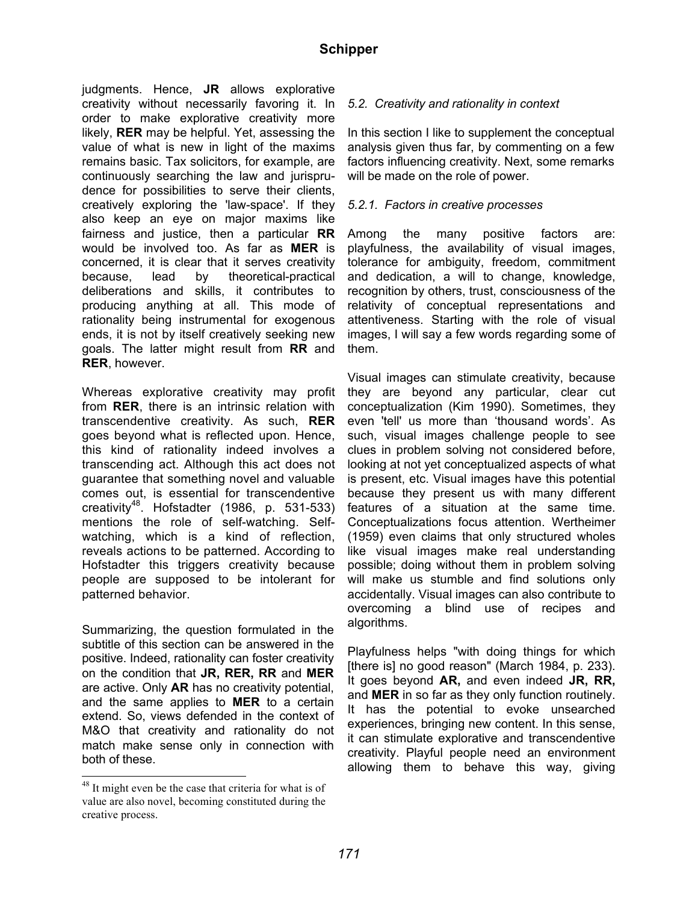judgments. Hence, **JR** allows explorative creativity without necessarily favoring it. In order to make explorative creativity more likely, **RER** may be helpful. Yet, assessing the value of what is new in light of the maxims remains basic. Tax solicitors, for example, are continuously searching the law and jurisprudence for possibilities to serve their clients, creatively exploring the 'law-space'. If they also keep an eye on major maxims like fairness and justice, then a particular **RR** would be involved too. As far as **MER** is concerned, it is clear that it serves creativity because, lead by theoretical-practical deliberations and skills, it contributes to producing anything at all. This mode of rationality being instrumental for exogenous ends, it is not by itself creatively seeking new goals. The latter might result from **RR** and **RER**, however.

Whereas explorative creativity may profit from **RER**, there is an intrinsic relation with transcendentive creativity. As such, **RER** goes beyond what is reflected upon. Hence, this kind of rationality indeed involves a transcending act. Although this act does not guarantee that something novel and valuable comes out, is essential for transcendentive creativity[48]. Hofstadter (1986, p. 531-533) mentions the role of self-watching. Self-watching, which is a kind of reflection, reveals actions to be patterned. According to Hofstadter this triggers creativity because people are supposed to be intolerant for patterned behavior.

Summarizing, the question formulated in the subtitle of this section can be answered in the positive. Indeed, rationality can foster creativity on the condition that **JR, RER, RR** and **MER** are active. Only **AR** has no creativity potential, and the same applies to **MER** to a certain extend. So, views defended in the context of M&O that creativity and rationality do not match make sense only in connection with both of these.

[48] It might even be the case that criteria for what is of value are also novel, becoming constituted during the creative process.

### *5.2. Creativity and rationality in context*

In this section I like to supplement the conceptual analysis given thus far, by commenting on a few factors influencing creativity. Next, some remarks will be made on the role of power.

#### *5.2.1. Factors in creative processes*

Among the many positive factors are: playfulness, the availability of visual images, tolerance for ambiguity, freedom, commitment and dedication, a will to change, knowledge, recognition by others, trust, consciousness of the relativity of conceptual representations and attentiveness. Starting with the role of visual images, I will say a few words regarding some of them.

Visual images can stimulate creativity, because they are beyond any particular, clear cut conceptualization (Kim 1990). Sometimes, they even 'tell' us more than 'thousand words'. As such, visual images challenge people to see clues in problem solving not considered before, looking at not yet conceptualized aspects of what is present, etc. Visual images have this potential because they present us with many different features of a situation at the same time. Conceptualizations focus attention. Wertheimer (1959) even claims that only structured wholes like visual images make real understanding possible; doing without them in problem solving will make us stumble and find solutions only accidentally. Visual images can also contribute to overcoming a blind use of recipes and algorithms.

Playfulness helps "with doing things for which [there is] no good reason" (March 1984, p. 233). It goes beyond **AR,** and even indeed **JR, RR,** and **MER** in so far as they only function routinely. It has the potential to evoke unsearched experiences, bringing new content. In this sense, it can stimulate explorative and transcendentive creativity. Playful people need an environment allowing them to behave this way, giving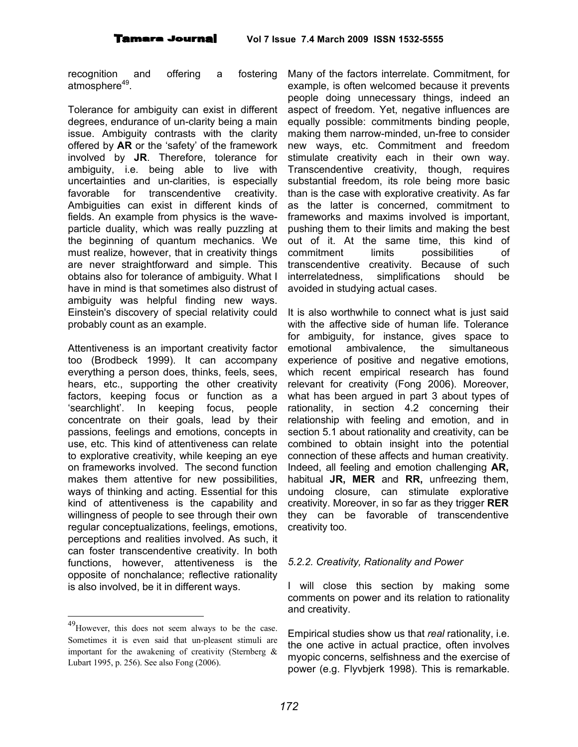recognition and offering a fostering atmosphere[49].

Tolerance for ambiguity can exist in different degrees, endurance of un-clarity being a main issue. Ambiguity contrasts with the clarity offered by **AR** or the 'safety' of the framework involved by **JR**. Therefore, tolerance for ambiguity, i.e. being able to live with uncertainties and un-clarities, is especially favorable for transcendentive creativity. Ambiguities can exist in different kinds of fields. An example from physics is the wave-particle duality, which was really puzzling at the beginning of quantum mechanics. We must realize, however, that in creativity things are never straightforward and simple. This obtains also for tolerance of ambiguity. What I have in mind is that sometimes also distrust of ambiguity was helpful finding new ways. Einstein's discovery of special relativity could probably count as an example.

Attentiveness is an important creativity factor too (Brodbeck 1999). It can accompany everything a person does, thinks, feels, sees, hears, etc., supporting the other creativity factors, keeping focus or function as a 'searchlight'. In keeping focus, people concentrate on their goals, lead by their passions, feelings and emotions, concepts in use, etc. This kind of attentiveness can relate to explorative creativity, while keeping an eye on frameworks involved. The second function makes them attentive for new possibilities, ways of thinking and acting. Essential for this kind of attentiveness is the capability and willingness of people to see through their own regular conceptualizations, feelings, emotions, perceptions and realities involved. As such, it can foster transcendentive creativity. In both functions, however, attentiveness is the opposite of nonchalance; reflective rationality is also involved, be it in different ways.

Many of the factors interrelate. Commitment, for example, is often welcomed because it prevents people doing unnecessary things, indeed an aspect of freedom. Yet, negative influences are equally possible: commitments binding people, making them narrow-minded, un-free to consider new ways, etc. Commitment and freedom stimulate creativity each in their own way. Transcendentive creativity, though, requires substantial freedom, its role being more basic than is the case with explorative creativity. As far as the latter is concerned, commitment to frameworks and maxims involved is important, pushing them to their limits and making the best out of it. At the same time, this kind of commitment limits possibilities of transcendentive creativity. Because of such interrelatedness, simplifications should be avoided in studying actual cases.

It is also worthwhile to connect what is just said with the affective side of human life. Tolerance for ambiguity, for instance, gives space to emotional ambivalence, the simultaneous experience of positive and negative emotions, which recent empirical research has found relevant for creativity (Fong 2006). Moreover, what has been argued in part 3 about types of rationality, in section 4.2 concerning their relationship with feeling and emotion, and in section 5.1 about rationality and creativity, can be combined to obtain insight into the potential connection of these affects and human creativity. Indeed, all feeling and emotion challenging **AR,** habitual **JR, MER** and **RR,** unfreezing them, undoing closure, can stimulate explorative creativity. Moreover, in so far as they trigger **RER** they can be favorable of transcendentive creativity too.

### *5.2.2. Creativity, Rationality and Power*

I will close this section by making some comments on power and its relation to rationality and creativity.

Empirical studies show us that *real* rationality, i.e. the one active in actual practice, often involves myopic concerns, selfishness and the exercise of power (e.g. Flyvbjerk 1998). This is remarkable.

---

[49] However, this does not seem always to be the case. Sometimes it is even said that un-pleasent stimuli are important for the awakening of creativity (Sternberg & Lubart 1995, p. 256). See also Fong (2006).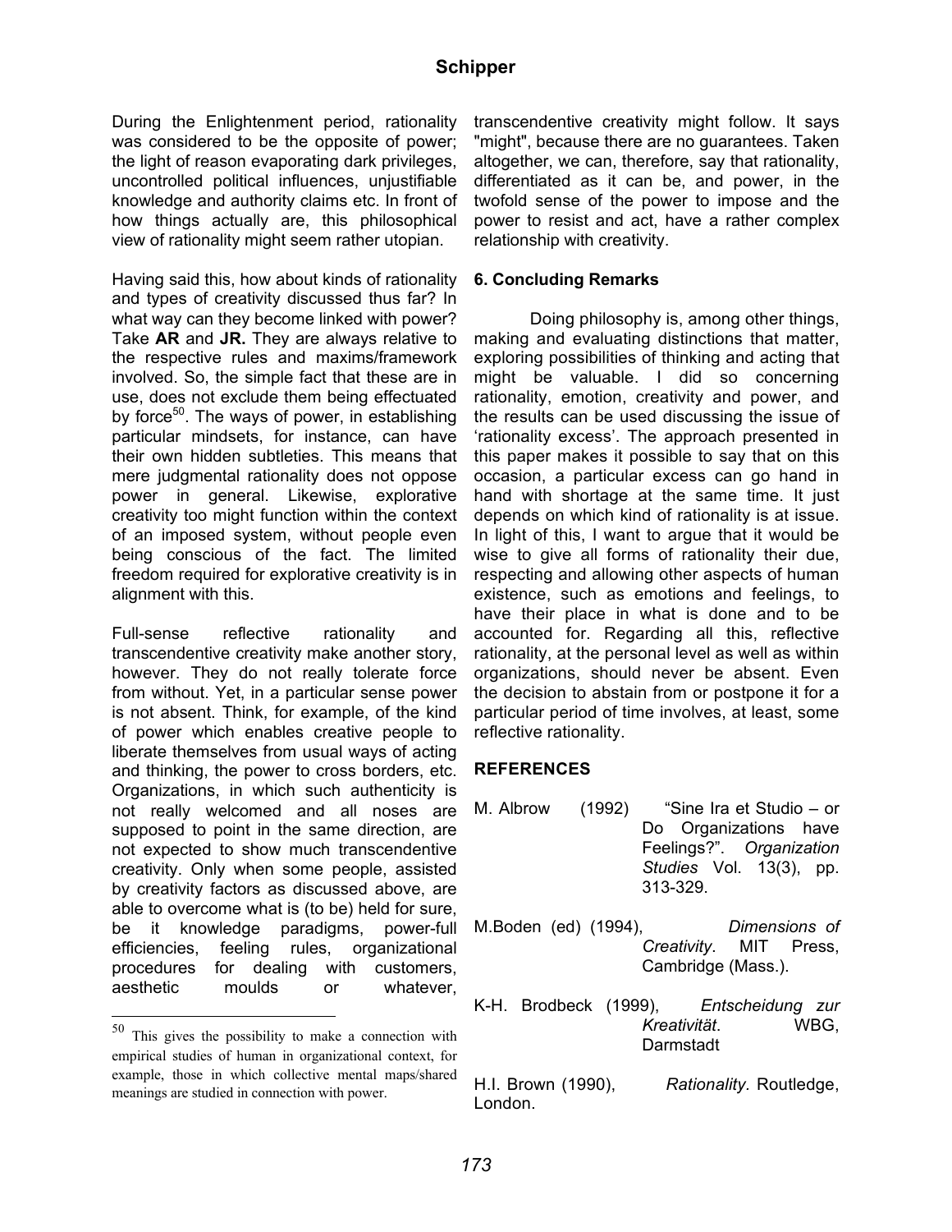During the Enlightenment period, rationality was considered to be the opposite of power; the light of reason evaporating dark privileges, uncontrolled political influences, unjustifiable knowledge and authority claims etc. In front of how things actually are, this philosophical view of rationality might seem rather utopian.

Having said this, how about kinds of rationality and types of creativity discussed thus far? In what way can they become linked with power? Take **AR** and **JR.** They are always relative to the respective rules and maxims/framework involved. So, the simple fact that these are in use, does not exclude them being effectuated by force[50]. The ways of power, in establishing particular mindsets, for instance, can have their own hidden subtleties. This means that mere judgmental rationality does not oppose power in general. Likewise, explorative creativity too might function within the context of an imposed system, without people even being conscious of the fact. The limited freedom required for explorative creativity is in alignment with this.

Full-sense reflective rationality and transcendentive creativity make another story, however. They do not really tolerate force from without. Yet, in a particular sense power is not absent. Think, for example, of the kind of power which enables creative people to liberate themselves from usual ways of acting and thinking, the power to cross borders, etc. Organizations, in which such authenticity is not really welcomed and all noses are supposed to point in the same direction, are not expected to show much transcendentive creativity. Only when some people, assisted by creativity factors as discussed above, are able to overcome what is (to be) held for sure, be it knowledge paradigms, power-full efficiencies, feeling rules, organizational procedures for dealing with customers, aesthetic moulds or whatever, transcendentive creativity might follow. It says "might", because there are no guarantees. Taken altogether, we can, therefore, say that rationality, differentiated as it can be, and power, in the twofold sense of the power to impose and the power to resist and act, have a rather complex relationship with creativity.

[50] This gives the possibility to make a connection with empirical studies of human in organizational context, for example, those in which collective mental maps/shared meanings are studied in connection with power.

## 6. Concluding Remarks

Doing philosophy is, among other things, making and evaluating distinctions that matter, exploring possibilities of thinking and acting that might be valuable. I did so concerning rationality, emotion, creativity and power, and the results can be used discussing the issue of 'rationality excess'. The approach presented in this paper makes it possible to say that on this occasion, a particular excess can go hand in hand with shortage at the same time. It just depends on which kind of rationality is at issue. In light of this, I want to argue that it would be wise to give all forms of rationality their due, respecting and allowing other aspects of human existence, such as emotions and feelings, to have their place in what is done and to be accounted for. Regarding all this, reflective rationality, at the personal level as well as within organizations, should never be absent. Even the decision to abstain from or postpone it for a particular period of time involves, at least, some reflective rationality.

## REFERENCES

M. Albrow (1992) "Sine Ira et Studio – or Do Organizations have Feelings?". *Organization Studies* Vol. 13(3), pp. 313-329.

M.Boden (ed) (1994), *Dimensions of Creativity*. MIT Press, Cambridge (Mass.).

K-H. Brodbeck (1999), *Entscheidung zur Kreativität*. WBG, Darmstadt

H.I. Brown (1990), *Rationality*. Routledge, London.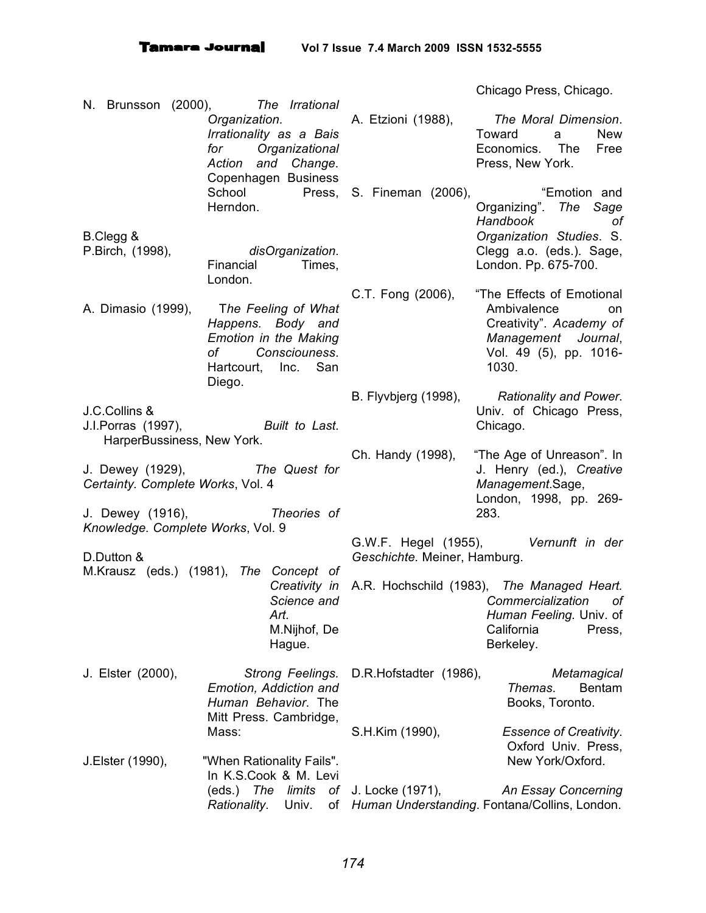N. Brunsson (2000), *The Irrational Organization. Irrationality as a Bais for Organizational Action and Change*. Copenhagen Business School Press, Herndon.

B.Clegg & P.Birch, (1998), *disOrganization*. Financial Times, London.

A. Dimasio (1999), T*he Feeling of What Happens. Body and Emotion in the Making of Consciouness*. Hartcourt, Inc. San Diego.

J.C.Collins & J.I.Porras (1997), *Built to Last*. HarperBussiness, New York.

J. Dewey (1929), *The Quest for Certainty. Complete Works*, Vol. 4

J. Dewey (1916), *Theories of Knowledge. Complete Works*, Vol. 9

D.Dutton & M.Krausz (eds.) (1981), *The Concept of Creativity in Science and Art*. M.Nijhof, De Hague.

J. Elster (2000), *Strong Feelings. Emotion, Addiction and Human Behavior*. The Mitt Press. Cambridge, Mass:

J.Elster (1990), "When Rationality Fails". In K.S.Cook & M. Levi (eds.) *The limits of Rationality*. Univ. of Chicago Press, Chicago.

A. Etzioni (1988), *The Moral Dimension*. Toward a New Economics. The Free Press, New York.

S. Fineman (2006), "Emotion and Organizing". *The Sage Handbook of Organization Studies*. S. Clegg a.o. (eds.). Sage, London. Pp. 675-700.

C.T. Fong (2006), "The Effects of Emotional Ambivalence on Creativity". *Academy of Management Journal*, Vol. 49 (5), pp. 1016-1030.

B. Flyvbjerg (1998), *Rationality and Power*. Univ. of Chicago Press, Chicago.

Ch. Handy (1998), "The Age of Unreason". In J. Henry (ed.), *Creative Management*.Sage, London, 1998, pp. 269-283.

G.W.F. Hegel (1955), *Vernunft in der Geschichte*. Meiner, Hamburg.

A.R. Hochschild (1983), *The Managed Heart. Commercialization of Human Feeling*. Univ. of California Press, Berkeley.

D.R.Hofstadter (1986), *Metamagical Themas*. Bentam Books, Toronto.

S.H.Kim (1990), *Essence of Creativity*. Oxford Univ. Press, New York/Oxford.

J. Locke (1971), *An Essay Concerning Human Understanding*. Fontana/Collins, London.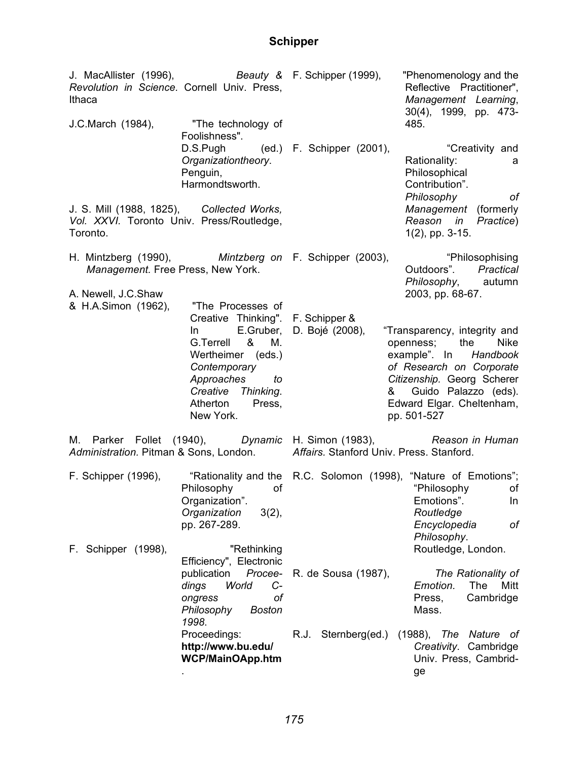J. MacAllister (1996), *Beauty & Revolution in Science.* Cornell Univ. Press, Ithaca

J.C.March (1984), "The technology of Foolishness". D.S.Pugh (ed.) *Organizationtheory*. Penguin, Harmondtsworth.

J. S. Mill (1988, 1825), *Collected Works, Vol. XXVI.* Toronto Univ. Press/Routledge, Toronto.

H. Mintzberg (1990), *Mintzberg on Management.* Free Press, New York.

A. Newell, J.C.Shaw & H.A.Simon (1962), "The Processes of Creative Thinking". In E.Gruber, G.Terrell & M. Wertheimer (eds.) *Contemporary Approaches to Creative Thinking*. Atherton Press, New York.

M. Parker Follet (1940), *Dynamic Administration.* Pitman & Sons, London.

F. Schipper (1996), "Rationality and the Philosophy of Organization". *Organization* 3(2), pp. 267-289.

F. Schipper (1998), "Rethinking Efficiency", Electronic publication *Proceedings World Congress of Philosophy Boston 1998.* Proceedings: **http://www.bu.edu/WCP/MainOApp.htm**.

F. Schipper (1999), "Phenomenology and the Reflective Practitioner", *Management Learning*, 30(4), 1999, pp. 473-485.

F. Schipper (2001), "Creativity and Rationality: a Philosophical Contribution". *Philosophy of Management* (formerly *Reason in Practice*) 1(2), pp. 3-15.

F. Schipper (2003), "Philosophising Outdoors". *Practical Philosophy*, autumn 2003, pp. 68-67.

F. Schipper & D. Bojé (2008), "Transparency, integrity and openness; the Nike example". In *Handbook of Research on Corporate Citizenship.* Georg Scherer & Guido Palazzo (eds). Edward Elgar. Cheltenham, pp. 501-527

H. Simon (1983), *Reason in Human Affairs.* Stanford Univ. Press. Stanford.

R.C. Solomon (1998), "Nature of Emotions"; "Philosophy of Emotions". In *Routledge Encyclopedia of Philosophy*. Routledge, London.

R. de Sousa (1987), *The Rationality of Emotion.* The Mitt Press, Cambridge Mass.

R.J. Sternberg(ed.) (1988), *The Nature of Creativity*. Cambridge Univ. Press, Cambridge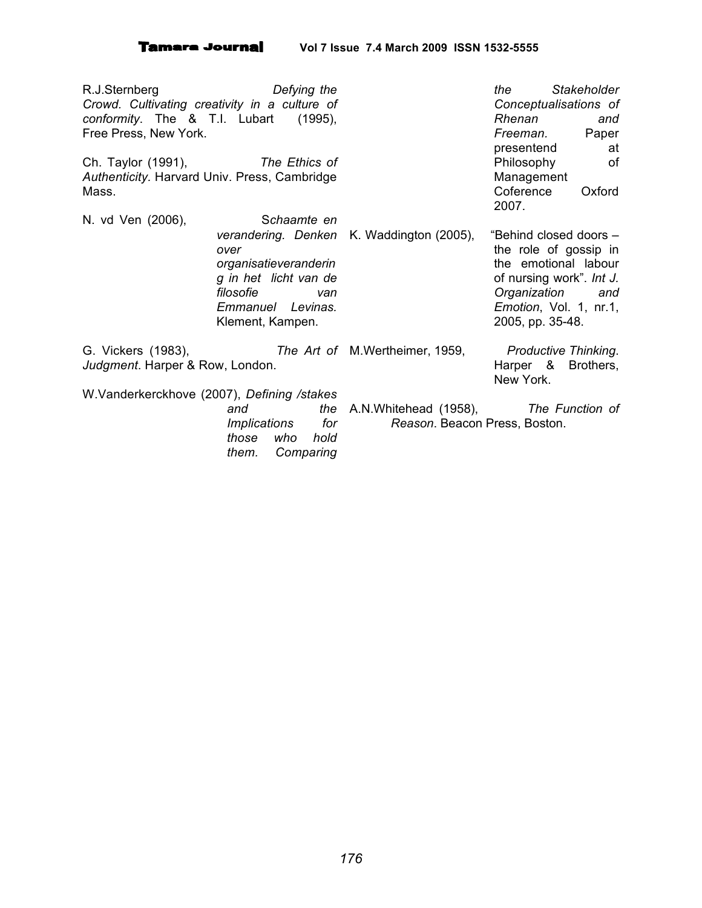R.J.Sternberg & T.I. Lubart (1995), *Defying the Crowd. Cultivating creativity in a culture of conformity*. The Free Press, New York.

Ch. Taylor (1991), *The Ethics of Authenticity.* Harvard Univ. Press, Cambridge Mass.

N. vd Ven (2006), S*chaamte en verandering. Denken over organisatieverandering in het licht van de filosofie van Emmanuel Levinas.* Klement, Kampen.

G. Vickers (1983), *The Art of Judgment*. Harper & Row, London.

W.Vanderkerckhove (2007), *Defining /stakes and the Implications for those who hold them. Comparing the Stakeholder Conceptualisations of Rhenan and Freeman.* Paper presentend at Philosophy of Management Coference Oxford 2007.

K. Waddington (2005), "Behind closed doors – the role of gossip in the emotional labour of nursing work". *Int J. Organization and Emotion*, Vol. 1, nr.1, 2005, pp. 35-48.

M.Wertheimer, 1959, *Productive Thinking*. Harper & Brothers, New York.

A.N.Whitehead (1958), *The Function of Reason*. Beacon Press, Boston.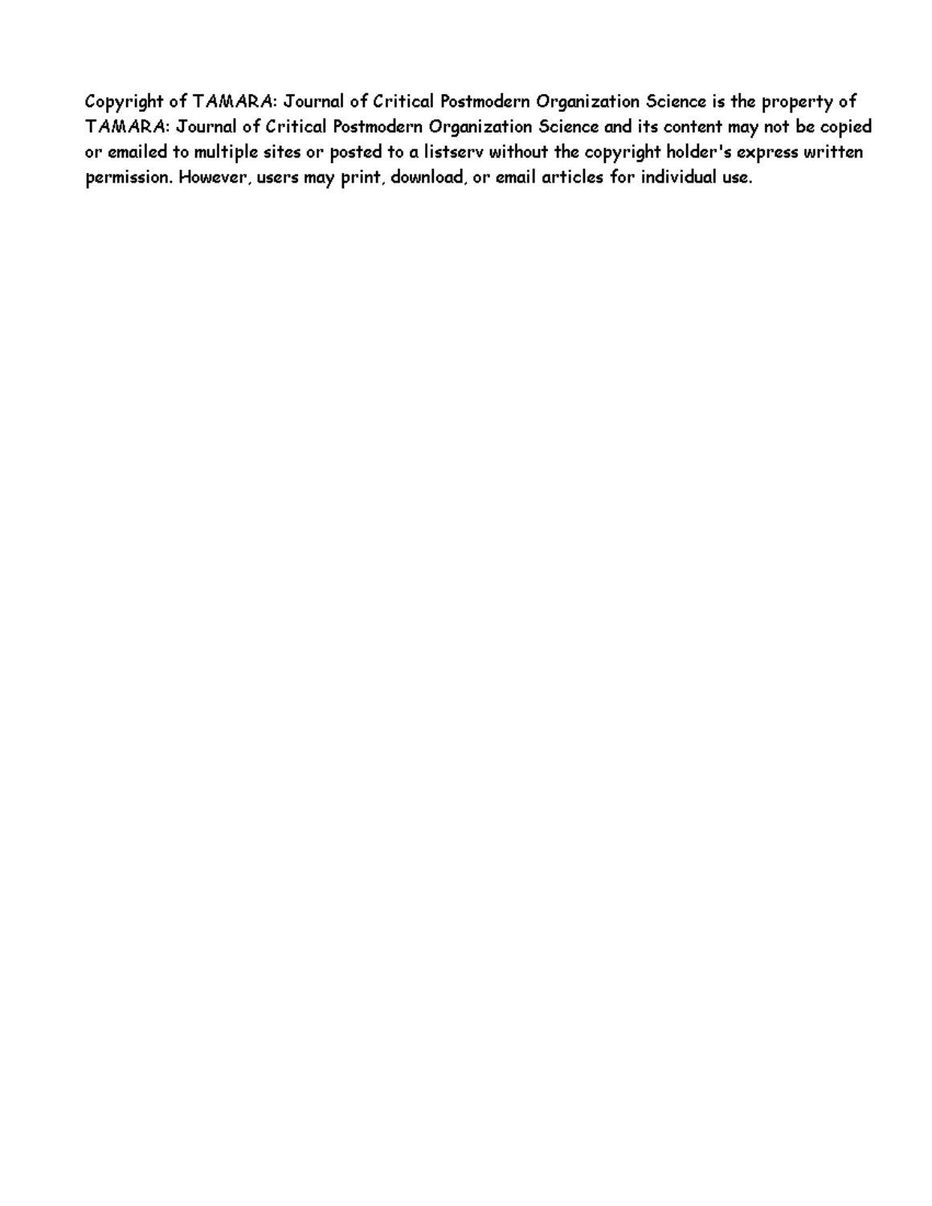Copyright of TAMARA: Journal of Critical Postmodern Organization Science is the property of TAMARA: Journal of Critical Postmodern Organization Science and its content may not be copied or emailed to multiple sites or posted to a listserv without the copyright holder's express written permission. However, users may print, download, or email articles for individual use.